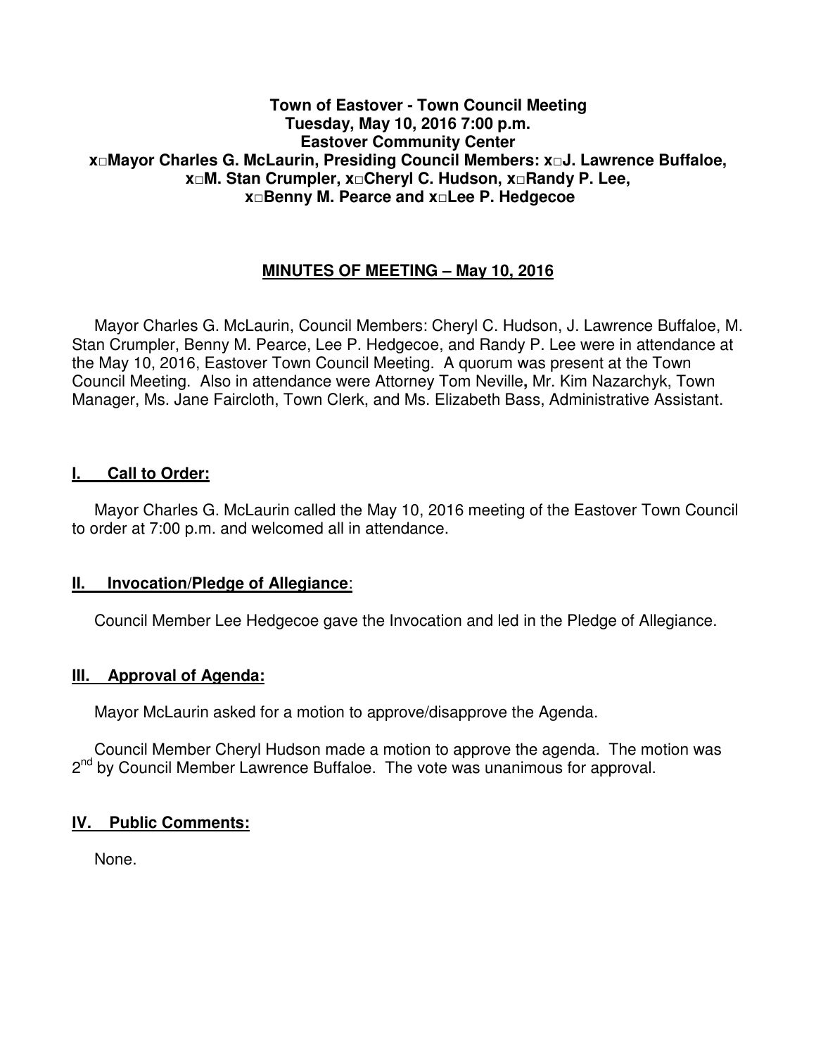**Town of Eastover - Town Council Meeting**
**Tuesday, May 10, 2016 7:00 p.m.**
**Eastover Community Center**
**x□Mayor Charles G. McLaurin, Presiding Council Members: x□J. Lawrence Buffaloe, x□M. Stan Crumpler, x□Cheryl C. Hudson, x□Randy P. Lee, x□Benny M. Pearce and x□Lee P. Hedgecoe**

**MINUTES OF MEETING – May 10, 2016**

Mayor Charles G. McLaurin, Council Members: Cheryl C. Hudson, J. Lawrence Buffaloe, M. Stan Crumpler, Benny M. Pearce, Lee P. Hedgecoe, and Randy P. Lee were in attendance at the May 10, 2016, Eastover Town Council Meeting. A quorum was present at the Town Council Meeting. Also in attendance were Attorney Tom Neville**,** Mr. Kim Nazarchyk, Town Manager, Ms. Jane Faircloth, Town Clerk, and Ms. Elizabeth Bass, Administrative Assistant.

## I. Call to Order:

Mayor Charles G. McLaurin called the May 10, 2016 meeting of the Eastover Town Council to order at 7:00 p.m. and welcomed all in attendance.

## II. Invocation/Pledge of Allegiance:

Council Member Lee Hedgecoe gave the Invocation and led in the Pledge of Allegiance.

## III. Approval of Agenda:

Mayor McLaurin asked for a motion to approve/disapprove the Agenda.

Council Member Cheryl Hudson made a motion to approve the agenda. The motion was 2nd by Council Member Lawrence Buffaloe. The vote was unanimous for approval.

## IV. Public Comments:

None.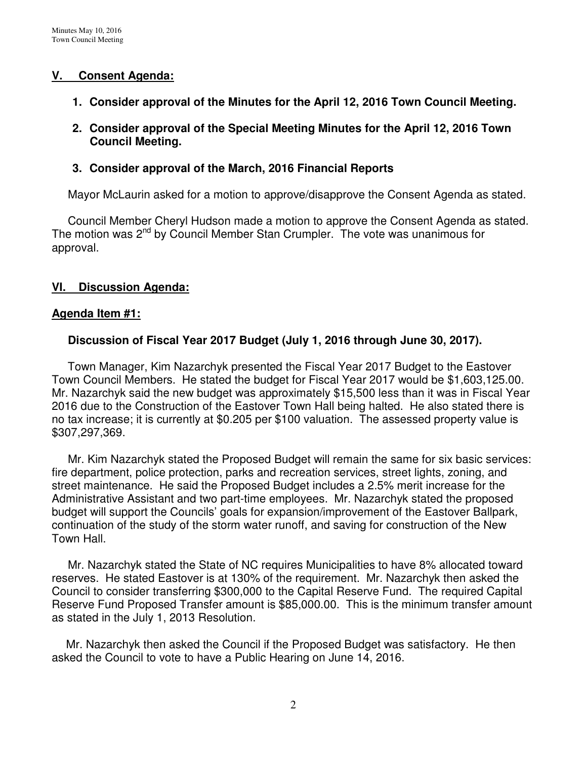## V. Consent Agenda:

1. **Consider approval of the Minutes for the April 12, 2016 Town Council Meeting.**

2. **Consider approval of the Special Meeting Minutes for the April 12, 2016 Town Council Meeting.**

3. **Consider approval of the March, 2016 Financial Reports**

Mayor McLaurin asked for a motion to approve/disapprove the Consent Agenda as stated.

Council Member Cheryl Hudson made a motion to approve the Consent Agenda as stated. The motion was 2nd by Council Member Stan Crumpler. The vote was unanimous for approval.

## VI. Discussion Agenda:

### Agenda Item #1:

**Discussion of Fiscal Year 2017 Budget (July 1, 2016 through June 30, 2017).**

Town Manager, Kim Nazarchyk presented the Fiscal Year 2017 Budget to the Eastover Town Council Members. He stated the budget for Fiscal Year 2017 would be $1,603,125.00. Mr. Nazarchyk said the new budget was approximately $15,500 less than it was in Fiscal Year 2016 due to the Construction of the Eastover Town Hall being halted. He also stated there is no tax increase; it is currently at $0.205 per $100 valuation. The assessed property value is $307,297,369.

Mr. Kim Nazarchyk stated the Proposed Budget will remain the same for six basic services: fire department, police protection, parks and recreation services, street lights, zoning, and street maintenance. He said the Proposed Budget includes a 2.5% merit increase for the Administrative Assistant and two part-time employees. Mr. Nazarchyk stated the proposed budget will support the Councils' goals for expansion/improvement of the Eastover Ballpark, continuation of the study of the storm water runoff, and saving for construction of the New Town Hall.

Mr. Nazarchyk stated the State of NC requires Municipalities to have 8% allocated toward reserves. He stated Eastover is at 130% of the requirement. Mr. Nazarchyk then asked the Council to consider transferring $300,000 to the Capital Reserve Fund. The required Capital Reserve Fund Proposed Transfer amount is $85,000.00. This is the minimum transfer amount as stated in the July 1, 2013 Resolution.

Mr. Nazarchyk then asked the Council if the Proposed Budget was satisfactory. He then asked the Council to vote to have a Public Hearing on June 14, 2016.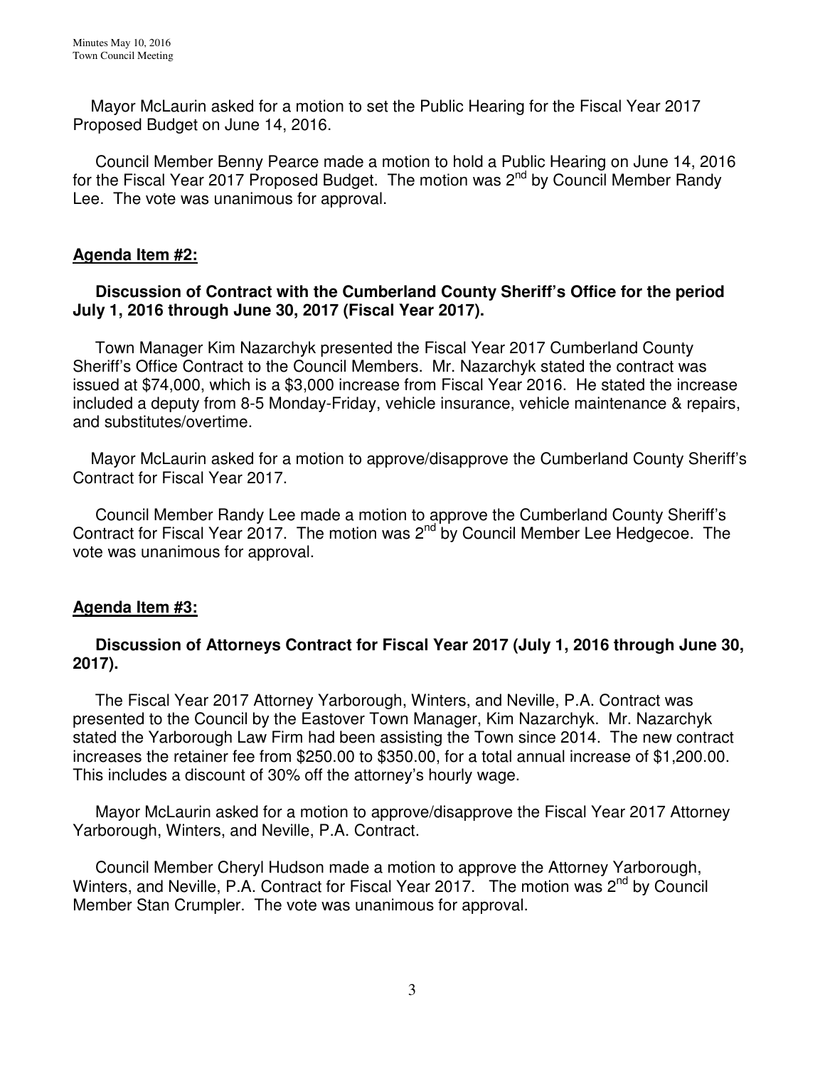Mayor McLaurin asked for a motion to set the Public Hearing for the Fiscal Year 2017 Proposed Budget on June 14, 2016.

Council Member Benny Pearce made a motion to hold a Public Hearing on June 14, 2016 for the Fiscal Year 2017 Proposed Budget. The motion was 2nd by Council Member Randy Lee. The vote was unanimous for approval.

**Agenda Item #2:**

**Discussion of Contract with the Cumberland County Sheriff's Office for the period July 1, 2016 through June 30, 2017 (Fiscal Year 2017).**

Town Manager Kim Nazarchyk presented the Fiscal Year 2017 Cumberland County Sheriff's Office Contract to the Council Members. Mr. Nazarchyk stated the contract was issued at $74,000, which is a $3,000 increase from Fiscal Year 2016. He stated the increase included a deputy from 8-5 Monday-Friday, vehicle insurance, vehicle maintenance & repairs, and substitutes/overtime.

Mayor McLaurin asked for a motion to approve/disapprove the Cumberland County Sheriff's Contract for Fiscal Year 2017.

Council Member Randy Lee made a motion to approve the Cumberland County Sheriff's Contract for Fiscal Year 2017. The motion was 2nd by Council Member Lee Hedgecoe. The vote was unanimous for approval.

**Agenda Item #3:**

**Discussion of Attorneys Contract for Fiscal Year 2017 (July 1, 2016 through June 30, 2017).**

The Fiscal Year 2017 Attorney Yarborough, Winters, and Neville, P.A. Contract was presented to the Council by the Eastover Town Manager, Kim Nazarchyk. Mr. Nazarchyk stated the Yarborough Law Firm had been assisting the Town since 2014. The new contract increases the retainer fee from $250.00 to $350.00, for a total annual increase of $1,200.00. This includes a discount of 30% off the attorney's hourly wage.

Mayor McLaurin asked for a motion to approve/disapprove the Fiscal Year 2017 Attorney Yarborough, Winters, and Neville, P.A. Contract.

Council Member Cheryl Hudson made a motion to approve the Attorney Yarborough, Winters, and Neville, P.A. Contract for Fiscal Year 2017. The motion was 2nd by Council Member Stan Crumpler. The vote was unanimous for approval.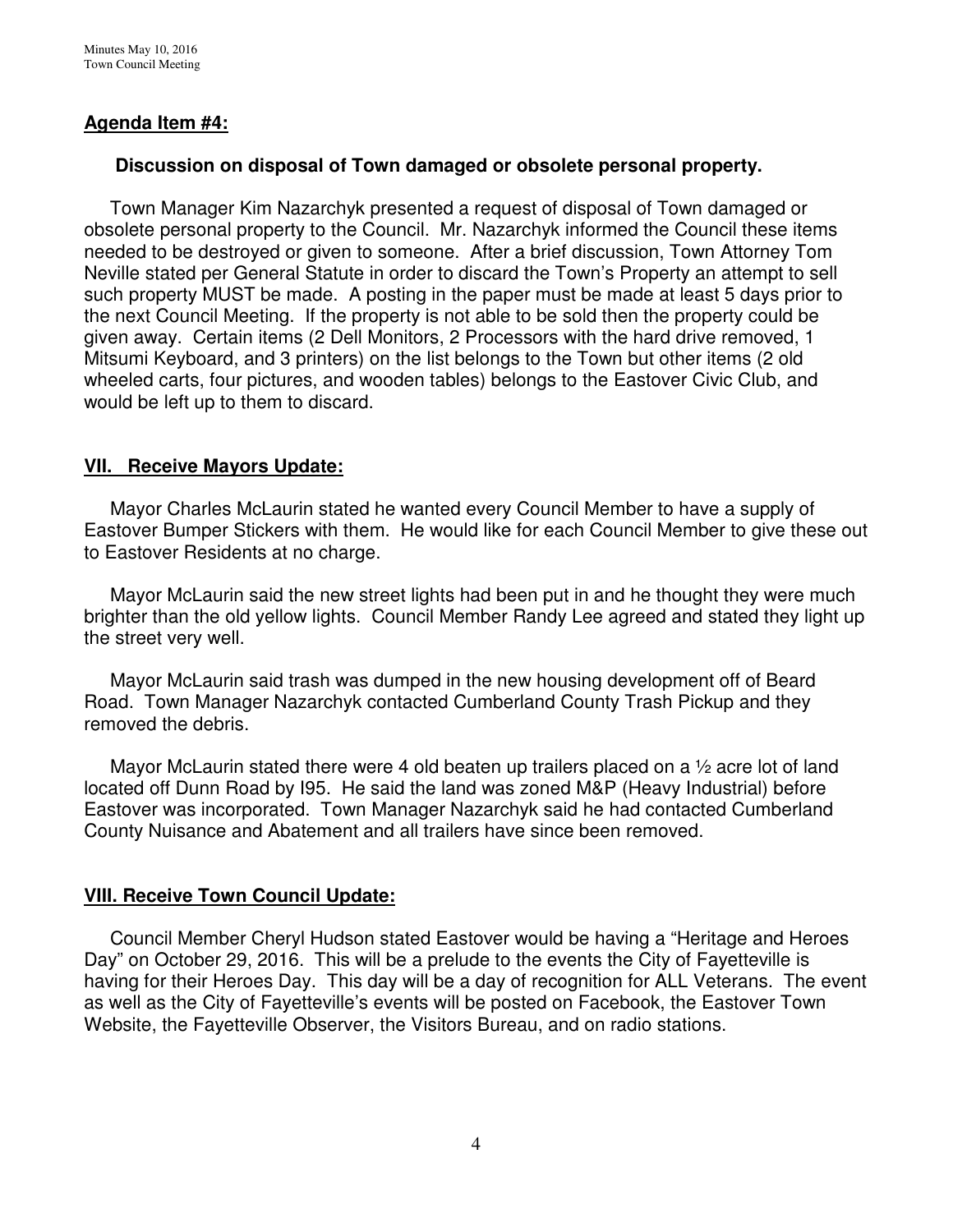**Agenda Item #4:**

**Discussion on disposal of Town damaged or obsolete personal property.**

Town Manager Kim Nazarchyk presented a request of disposal of Town damaged or obsolete personal property to the Council. Mr. Nazarchyk informed the Council these items needed to be destroyed or given to someone. After a brief discussion, Town Attorney Tom Neville stated per General Statute in order to discard the Town's Property an attempt to sell such property MUST be made. A posting in the paper must be made at least 5 days prior to the next Council Meeting. If the property is not able to be sold then the property could be given away. Certain items (2 Dell Monitors, 2 Processors with the hard drive removed, 1 Mitsumi Keyboard, and 3 printers) on the list belongs to the Town but other items (2 old wheeled carts, four pictures, and wooden tables) belongs to the Eastover Civic Club, and would be left up to them to discard.

**VII. Receive Mayors Update:**

Mayor Charles McLaurin stated he wanted every Council Member to have a supply of Eastover Bumper Stickers with them. He would like for each Council Member to give these out to Eastover Residents at no charge.

Mayor McLaurin said the new street lights had been put in and he thought they were much brighter than the old yellow lights. Council Member Randy Lee agreed and stated they light up the street very well.

Mayor McLaurin said trash was dumped in the new housing development off of Beard Road. Town Manager Nazarchyk contacted Cumberland County Trash Pickup and they removed the debris.

Mayor McLaurin stated there were 4 old beaten up trailers placed on a ½ acre lot of land located off Dunn Road by I95. He said the land was zoned M&P (Heavy Industrial) before Eastover was incorporated. Town Manager Nazarchyk said he had contacted Cumberland County Nuisance and Abatement and all trailers have since been removed.

**VIII. Receive Town Council Update:**

Council Member Cheryl Hudson stated Eastover would be having a "Heritage and Heroes Day" on October 29, 2016. This will be a prelude to the events the City of Fayetteville is having for their Heroes Day. This day will be a day of recognition for ALL Veterans. The event as well as the City of Fayetteville's events will be posted on Facebook, the Eastover Town Website, the Fayetteville Observer, the Visitors Bureau, and on radio stations.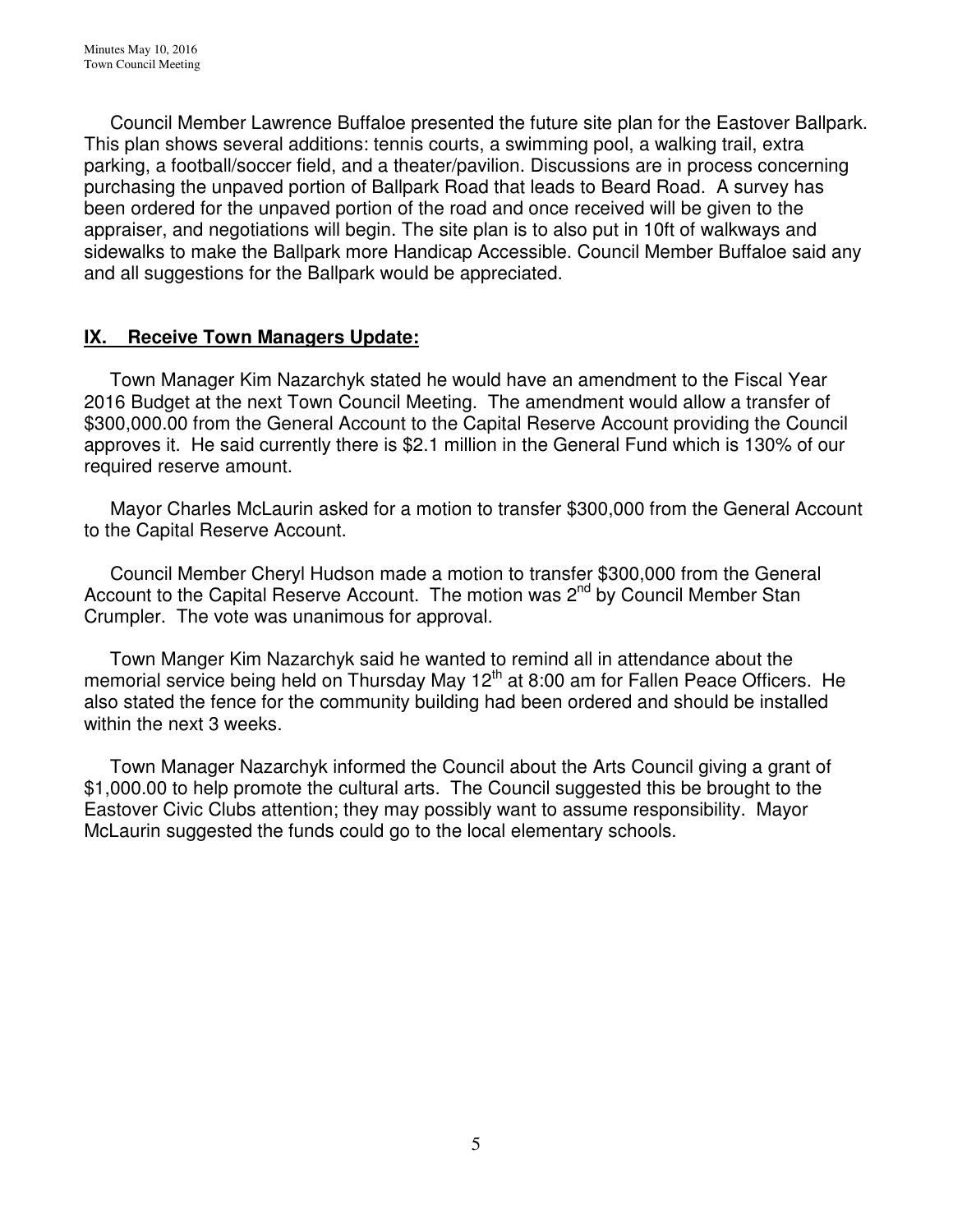Council Member Lawrence Buffaloe presented the future site plan for the Eastover Ballpark. This plan shows several additions: tennis courts, a swimming pool, a walking trail, extra parking, a football/soccer field, and a theater/pavilion. Discussions are in process concerning purchasing the unpaved portion of Ballpark Road that leads to Beard Road. A survey has been ordered for the unpaved portion of the road and once received will be given to the appraiser, and negotiations will begin. The site plan is to also put in 10ft of walkways and sidewalks to make the Ballpark more Handicap Accessible. Council Member Buffaloe said any and all suggestions for the Ballpark would be appreciated.

## **IX. Receive Town Managers Update:**

Town Manager Kim Nazarchyk stated he would have an amendment to the Fiscal Year 2016 Budget at the next Town Council Meeting. The amendment would allow a transfer of $300,000.00 from the General Account to the Capital Reserve Account providing the Council approves it. He said currently there is $2.1 million in the General Fund which is 130% of our required reserve amount.

Mayor Charles McLaurin asked for a motion to transfer $300,000 from the General Account to the Capital Reserve Account.

Council Member Cheryl Hudson made a motion to transfer $300,000 from the General Account to the Capital Reserve Account. The motion was 2nd by Council Member Stan Crumpler. The vote was unanimous for approval.

Town Manger Kim Nazarchyk said he wanted to remind all in attendance about the memorial service being held on Thursday May 12th at 8:00 am for Fallen Peace Officers. He also stated the fence for the community building had been ordered and should be installed within the next 3 weeks.

Town Manager Nazarchyk informed the Council about the Arts Council giving a grant of $1,000.00 to help promote the cultural arts. The Council suggested this be brought to the Eastover Civic Clubs attention; they may possibly want to assume responsibility. Mayor McLaurin suggested the funds could go to the local elementary schools.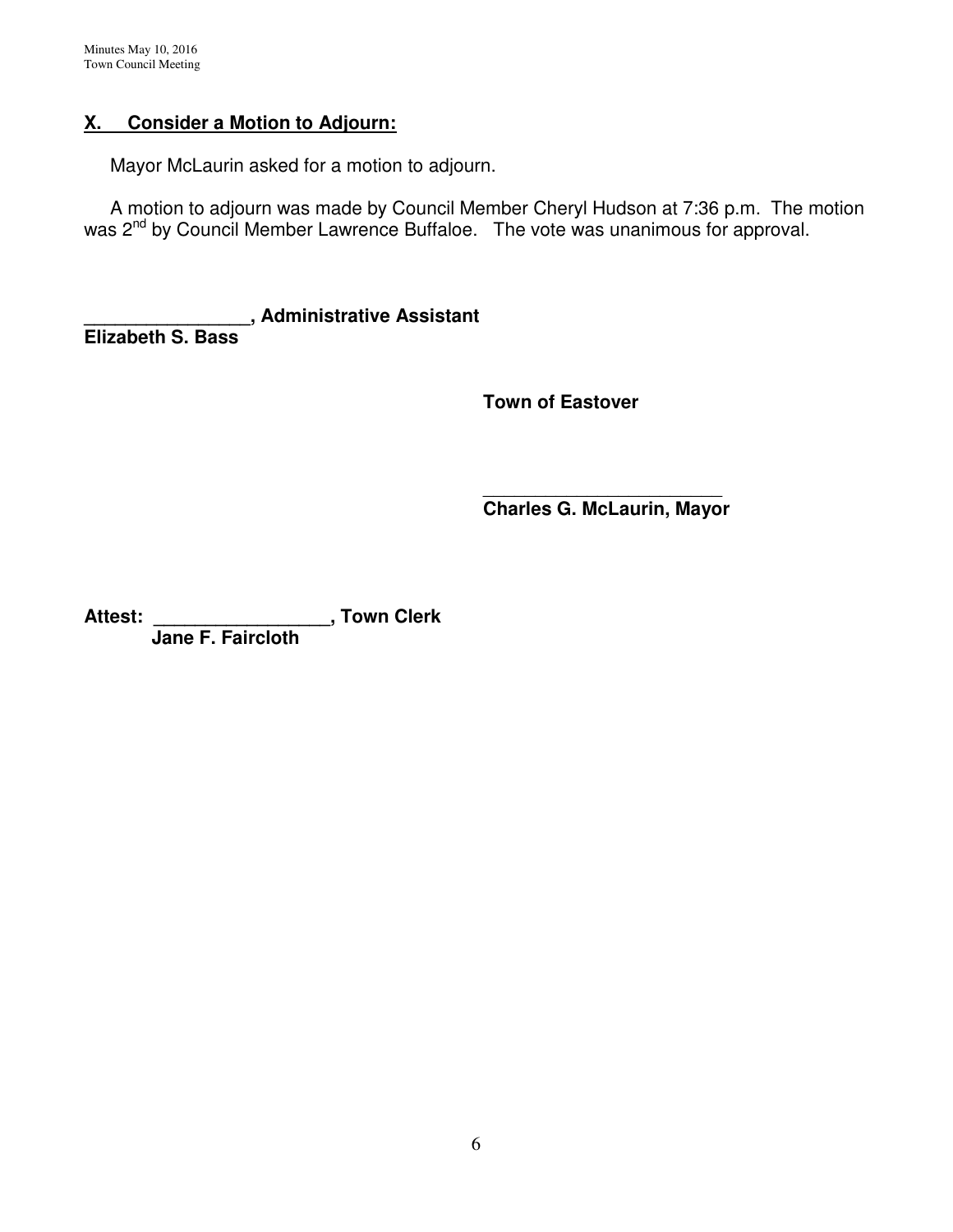## X. Consider a Motion to Adjourn:

Mayor McLaurin asked for a motion to adjourn.

A motion to adjourn was made by Council Member Cheryl Hudson at 7:36 p.m. The motion was 2nd by Council Member Lawrence Buffaloe. The vote was unanimous for approval.

**________________, Administrative Assistant**
**Elizabeth S. Bass**

**Town of Eastover**

________________________
**Charles G. McLaurin, Mayor**

**Attest: _________________, Town Clerk**
**Jane F. Faircloth**